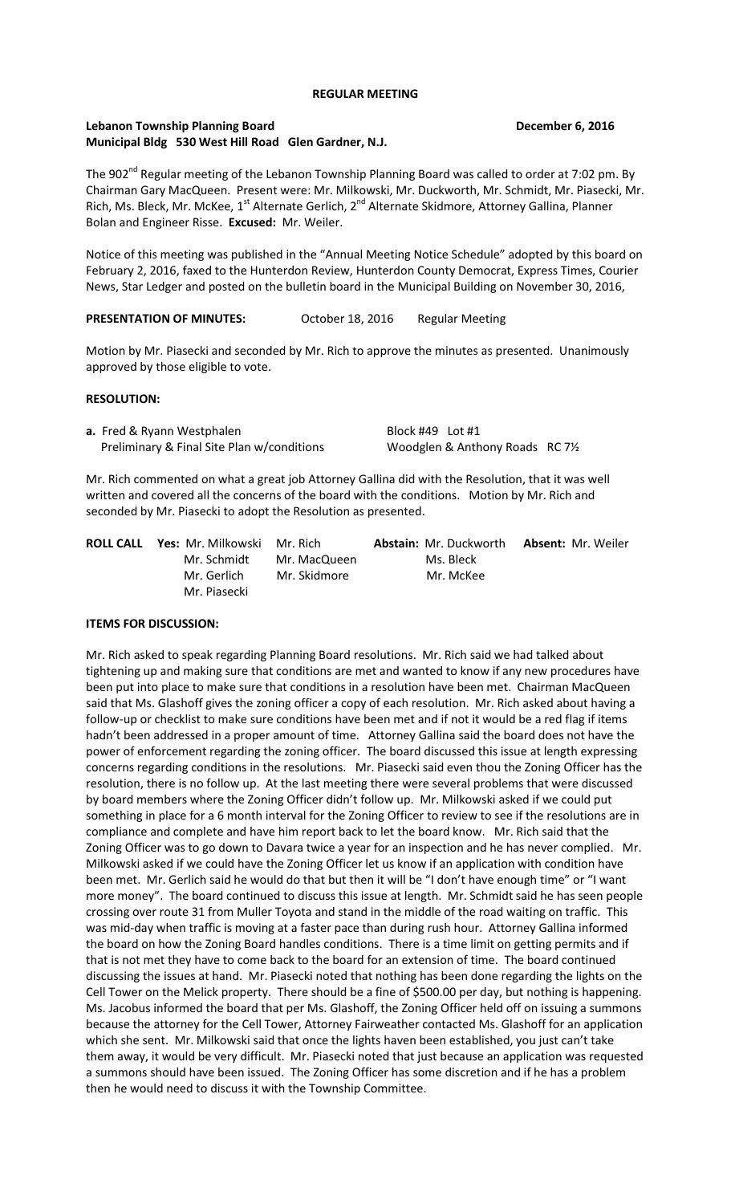**REGULAR MEETING**

**Lebanon Township Planning Board** **December 6, 2016**
**Municipal Bldg 530 West Hill Road Glen Gardner, N.J.**

The 902nd Regular meeting of the Lebanon Township Planning Board was called to order at 7:02 pm. By Chairman Gary MacQueen. Present were: Mr. Milkowski, Mr. Duckworth, Mr. Schmidt, Mr. Piasecki, Mr. Rich, Ms. Bleck, Mr. McKee, 1st Alternate Gerlich, 2nd Alternate Skidmore, Attorney Gallina, Planner Bolan and Engineer Risse. **Excused:** Mr. Weiler.

Notice of this meeting was published in the "Annual Meeting Notice Schedule" adopted by this board on February 2, 2016, faxed to the Hunterdon Review, Hunterdon County Democrat, Express Times, Courier News, Star Ledger and posted on the bulletin board in the Municipal Building on November 30, 2016,

**PRESENTATION OF MINUTES:** October 18, 2016 Regular Meeting

Motion by Mr. Piasecki and seconded by Mr. Rich to approve the minutes as presented. Unanimously approved by those eligible to vote.

**RESOLUTION:**

**a.** Fred & Ryann Westphalen Block #49 Lot #1
Preliminary & Final Site Plan w/conditions Woodglen & Anthony Roads RC 7½

Mr. Rich commented on what a great job Attorney Gallina did with the Resolution, that it was well written and covered all the concerns of the board with the conditions. Motion by Mr. Rich and seconded by Mr. Piasecki to adopt the Resolution as presented.

| **ROLL CALL** | **Yes:** Mr. Milkowski | Mr. Rich | **Abstain:** Mr. Duckworth | **Absent:** Mr. Weiler |
|---|---|---|---|---|
| | Mr. Schmidt | Mr. MacQueen | Ms. Bleck | |
| | Mr. Gerlich | Mr. Skidmore | Mr. McKee | |
| | Mr. Piasecki | | | |

**ITEMS FOR DISCUSSION:**

Mr. Rich asked to speak regarding Planning Board resolutions. Mr. Rich said we had talked about tightening up and making sure that conditions are met and wanted to know if any new procedures have been put into place to make sure that conditions in a resolution have been met. Chairman MacQueen said that Ms. Glashoff gives the zoning officer a copy of each resolution. Mr. Rich asked about having a follow-up or checklist to make sure conditions have been met and if not it would be a red flag if items hadn't been addressed in a proper amount of time. Attorney Gallina said the board does not have the power of enforcement regarding the zoning officer. The board discussed this issue at length expressing concerns regarding conditions in the resolutions. Mr. Piasecki said even thou the Zoning Officer has the resolution, there is no follow up. At the last meeting there were several problems that were discussed by board members where the Zoning Officer didn't follow up. Mr. Milkowski asked if we could put something in place for a 6 month interval for the Zoning Officer to review to see if the resolutions are in compliance and complete and have him report back to let the board know. Mr. Rich said that the Zoning Officer was to go down to Davara twice a year for an inspection and he has never complied. Mr. Milkowski asked if we could have the Zoning Officer let us know if an application with condition have been met. Mr. Gerlich said he would do that but then it will be "I don't have enough time" or "I want more money". The board continued to discuss this issue at length. Mr. Schmidt said he has seen people crossing over route 31 from Muller Toyota and stand in the middle of the road waiting on traffic. This was mid-day when traffic is moving at a faster pace than during rush hour. Attorney Gallina informed the board on how the Zoning Board handles conditions. There is a time limit on getting permits and if that is not met they have to come back to the board for an extension of time. The board continued discussing the issues at hand. Mr. Piasecki noted that nothing has been done regarding the lights on the Cell Tower on the Melick property. There should be a fine of $500.00 per day, but nothing is happening. Ms. Jacobus informed the board that per Ms. Glashoff, the Zoning Officer held off on issuing a summons because the attorney for the Cell Tower, Attorney Fairweather contacted Ms. Glashoff for an application which she sent. Mr. Milkowski said that once the lights haven been established, you just can't take them away, it would be very difficult. Mr. Piasecki noted that just because an application was requested a summons should have been issued. The Zoning Officer has some discretion and if he has a problem then he would need to discuss it with the Township Committee.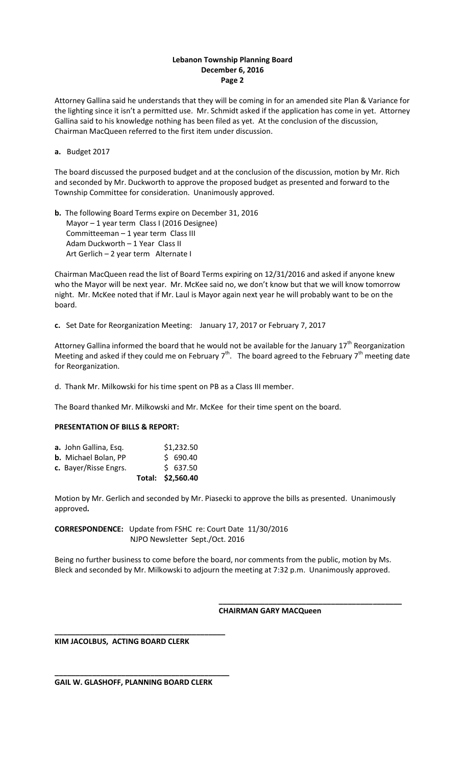Attorney Gallina said he understands that they will be coming in for an amended site Plan & Variance for the lighting since it isn't a permitted use. Mr. Schmidt asked if the application has come in yet. Attorney Gallina said to his knowledge nothing has been filed as yet. At the conclusion of the discussion, Chairman MacQueen referred to the first item under discussion.

**a.** Budget 2017

The board discussed the purposed budget and at the conclusion of the discussion, motion by Mr. Rich and seconded by Mr. Duckworth to approve the proposed budget as presented and forward to the Township Committee for consideration. Unanimously approved.

**b.** The following Board Terms expire on December 31, 2016
Mayor – 1 year term Class I (2016 Designee)
Committeeman – 1 year term Class III
Adam Duckworth – 1 Year Class II
Art Gerlich – 2 year term Alternate I

Chairman MacQueen read the list of Board Terms expiring on 12/31/2016 and asked if anyone knew who the Mayor will be next year. Mr. McKee said no, we don't know but that we will know tomorrow night. Mr. McKee noted that if Mr. Laul is Mayor again next year he will probably want to be on the board.

**c.** Set Date for Reorganization Meeting: January 17, 2017 or February 7, 2017

Attorney Gallina informed the board that he would not be available for the January 17th Reorganization Meeting and asked if they could me on February 7th. The board agreed to the February 7th meeting date for Reorganization.

d. Thank Mr. Milkowski for his time spent on PB as a Class III member.

The Board thanked Mr. Milkowski and Mr. McKee for their time spent on the board.

**PRESENTATION OF BILLS & REPORT:**

| | |
|---|---|
| **a.** John Gallina, Esq. | $1,232.50 |
| **b.** Michael Bolan, PP | $ 690.40 |
| **c.** Bayer/Risse Engrs. | $ 637.50 |
| **Total:** | **$2,560.40** |

Motion by Mr. Gerlich and seconded by Mr. Piasecki to approve the bills as presented. Unanimously approved**.**

**CORRESPONDENCE:** Update from FSHC re: Court Date 11/30/2016
NJPO Newsletter Sept./Oct. 2016

Being no further business to come before the board, nor comments from the public, motion by Ms. Bleck and seconded by Mr. Milkowski to adjourn the meeting at 7:32 p.m. Unanimously approved.

\_\_\_\_\_\_\_\_\_\_\_\_\_\_\_\_\_\_\_\_\_\_\_\_\_\_\_\_\_\_\_\_\_\_\_\_\_\_\_\_\_\_\_\_
**CHAIRMAN GARY MACQueen**

\_\_\_\_\_\_\_\_\_\_\_\_\_\_\_\_\_\_\_\_\_\_\_\_\_\_\_\_\_\_\_\_\_\_\_\_\_\_\_\_\_\_\_\_
**KIM JACOLBUS, ACTING BOARD CLERK**

\_\_\_\_\_\_\_\_\_\_\_\_\_\_\_\_\_\_\_\_\_\_\_\_\_\_\_\_\_\_\_\_\_\_\_\_\_\_\_\_\_\_\_\_
**GAIL W. GLASHOFF, PLANNING BOARD CLERK**